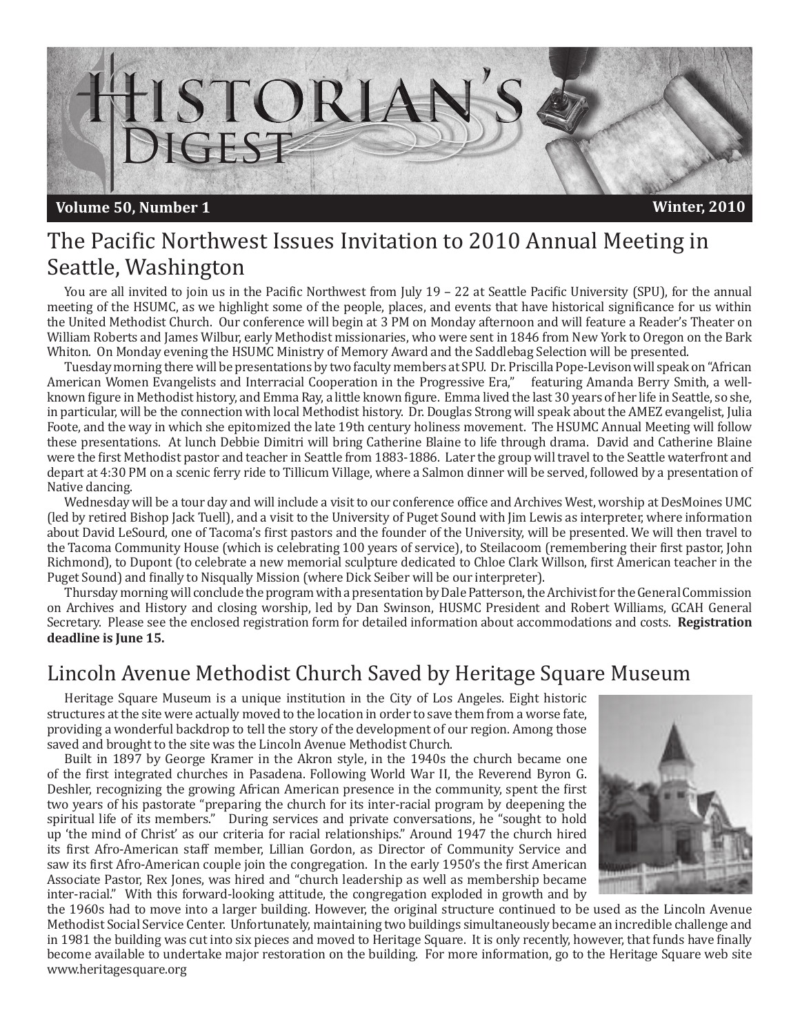# Historian's Digest

**Volume 50, Number 1** — **Winter, 2010**

## The Pacific Northwest Issues Invitation to 2010 Annual Meeting in Seattle, Washington

You are all invited to join us in the Pacific Northwest from July 19 – 22 at Seattle Pacific University (SPU), for the annual meeting of the HSUMC, as we highlight some of the people, places, and events that have historical significance for us within the United Methodist Church. Our conference will begin at 3 PM on Monday afternoon and will feature a Reader's Theater on William Roberts and James Wilbur, early Methodist missionaries, who were sent in 1846 from New York to Oregon on the Bark Whiton. On Monday evening the HSUMC Ministry of Memory Award and the Saddlebag Selection will be presented.

Tuesday morning there will be presentations by two faculty members at SPU. Dr. Priscilla Pope-Levison will speak on "African American Women Evangelists and Interracial Cooperation in the Progressive Era," featuring Amanda Berry Smith, a well-known figure in Methodist history, and Emma Ray, a little known figure. Emma lived the last 30 years of her life in Seattle, so she, in particular, will be the connection with local Methodist history. Dr. Douglas Strong will speak about the AMEZ evangelist, Julia Foote, and the way in which she epitomized the late 19th century holiness movement. The HSUMC Annual Meeting will follow these presentations. At lunch Debbie Dimitri will bring Catherine Blaine to life through drama. David and Catherine Blaine were the first Methodist pastor and teacher in Seattle from 1883-1886. Later the group will travel to the Seattle waterfront and depart at 4:30 PM on a scenic ferry ride to Tillicum Village, where a Salmon dinner will be served, followed by a presentation of Native dancing.

Wednesday will be a tour day and will include a visit to our conference office and Archives West, worship at DesMoines UMC (led by retired Bishop Jack Tuell), and a visit to the University of Puget Sound with Jim Lewis as interpreter, where information about David LeSourd, one of Tacoma's first pastors and the founder of the University, will be presented. We will then travel to the Tacoma Community House (which is celebrating 100 years of service), to Steilacoom (remembering their first pastor, John Richmond), to Dupont (to celebrate a new memorial sculpture dedicated to Chloe Clark Willson, first American teacher in the Puget Sound) and finally to Nisqually Mission (where Dick Seiber will be our interpreter).

Thursday morning will conclude the program with a presentation by Dale Patterson, the Archivist for the General Commission on Archives and History and closing worship, led by Dan Swinson, HUSMC President and Robert Williams, GCAH General Secretary. Please see the enclosed registration form for detailed information about accommodations and costs. **Registration deadline is June 15.**

## Lincoln Avenue Methodist Church Saved by Heritage Square Museum

Heritage Square Museum is a unique institution in the City of Los Angeles. Eight historic structures at the site were actually moved to the location in order to save them from a worse fate, providing a wonderful backdrop to tell the story of the development of our region. Among those saved and brought to the site was the Lincoln Avenue Methodist Church.

Built in 1897 by George Kramer in the Akron style, in the 1940s the church became one of the first integrated churches in Pasadena. Following World War II, the Reverend Byron G. Deshler, recognizing the growing African American presence in the community, spent the first two years of his pastorate "preparing the church for its inter-racial program by deepening the spiritual life of its members." During services and private conversations, he "sought to hold up 'the mind of Christ' as our criteria for racial relationships." Around 1947 the church hired its first Afro-American staff member, Lillian Gordon, as Director of Community Service and saw its first Afro-American couple join the congregation. In the early 1950's the first American Associate Pastor, Rex Jones, was hired and "church leadership as well as membership became inter-racial." With this forward-looking attitude, the congregation exploded in growth and by the 1960s had to move into a larger building. However, the original structure continued to be used as the Lincoln Avenue Methodist Social Service Center. Unfortunately, maintaining two buildings simultaneously became an incredible challenge and in 1981 the building was cut into six pieces and moved to Heritage Square. It is only recently, however, that funds have finally become available to undertake major restoration on the building. For more information, go to the Heritage Square web site www.heritagesquare.org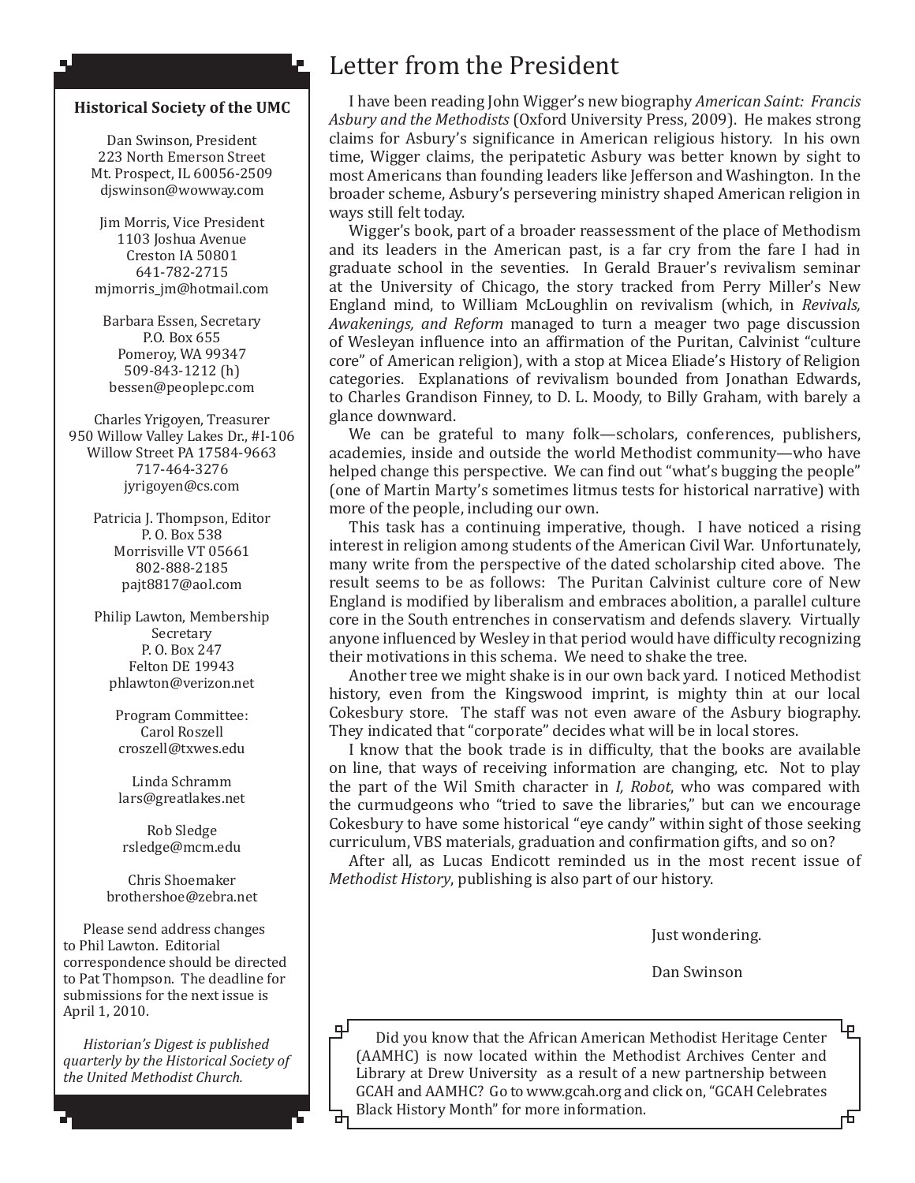# Letter from the President

I have been reading John Wigger's new biography *American Saint: Francis Asbury and the Methodists* (Oxford University Press, 2009). He makes strong claims for Asbury's significance in American religious history. In his own time, Wigger claims, the peripatetic Asbury was better known by sight to most Americans than founding leaders like Jefferson and Washington. In the broader scheme, Asbury's persevering ministry shaped American religion in ways still felt today.

Wigger's book, part of a broader reassessment of the place of Methodism and its leaders in the American past, is a far cry from the fare I had in graduate school in the seventies. In Gerald Brauer's revivalism seminar at the University of Chicago, the story tracked from Perry Miller's New England mind, to William McLoughlin on revivalism (which, in *Revivals, Awakenings, and Reform* managed to turn a meager two page discussion of Wesleyan influence into an affirmation of the Puritan, Calvinist "culture core" of American religion), with a stop at Micea Eliade's History of Religion categories. Explanations of revivalism bounded from Jonathan Edwards, to Charles Grandison Finney, to D. L. Moody, to Billy Graham, with barely a glance downward.

We can be grateful to many folk—scholars, conferences, publishers, academies, inside and outside the world Methodist community—who have helped change this perspective. We can find out "what's bugging the people" (one of Martin Marty's sometimes litmus tests for historical narrative) with more of the people, including our own.

This task has a continuing imperative, though. I have noticed a rising interest in religion among students of the American Civil War. Unfortunately, many write from the perspective of the dated scholarship cited above. The result seems to be as follows: The Puritan Calvinist culture core of New England is modified by liberalism and embraces abolition, a parallel culture core in the South entrenches in conservatism and defends slavery. Virtually anyone influenced by Wesley in that period would have difficulty recognizing their motivations in this schema. We need to shake the tree.

Another tree we might shake is in our own back yard. I noticed Methodist history, even from the Kingswood imprint, is mighty thin at our local Cokesbury store. The staff was not even aware of the Asbury biography. They indicated that "corporate" decides what will be in local stores.

I know that the book trade is in difficulty, that the books are available on line, that ways of receiving information are changing, etc. Not to play the part of the Wil Smith character in *I, Robot*, who was compared with the curmudgeons who "tried to save the libraries," but can we encourage Cokesbury to have some historical "eye candy" within sight of those seeking curriculum, VBS materials, graduation and confirmation gifts, and so on?

After all, as Lucas Endicott reminded us in the most recent issue of *Methodist History*, publishing is also part of our history.

Just wondering.

Dan Swinson

Did you know that the African American Methodist Heritage Center (AAMHC) is now located within the Methodist Archives Center and Library at Drew University as a result of a new partnership between GCAH and AAMHC? Go to www.gcah.org and click on, "GCAH Celebrates Black History Month" for more information.

**Historical Society of the UMC**

Dan Swinson, President
223 North Emerson Street
Mt. Prospect, IL 60056-2509
djswinson@wowway.com

Jim Morris, Vice President
1103 Joshua Avenue
Creston IA 50801
641-782-2715
mjmorris_jm@hotmail.com

Barbara Essen, Secretary
P.O. Box 655
Pomeroy, WA 99347
509-843-1212 (h)
bessen@peoplepc.com

Charles Yrigoyen, Treasurer
950 Willow Valley Lakes Dr., #I-106
Willow Street PA 17584-9663
717-464-3276
jyrigoyen@cs.com

Patricia J. Thompson, Editor
P. O. Box 538
Morrisville VT 05661
802-888-2185
pajt8817@aol.com

Philip Lawton, Membership Secretary
P. O. Box 247
Felton DE 19943
phlawton@verizon.net

Program Committee:
Carol Roszell
croszell@txwes.edu

Linda Schramm
lars@greatlakes.net

Rob Sledge
rsledge@mcm.edu

Chris Shoemaker
brothershoe@zebra.net

Please send address changes to Phil Lawton. Editorial correspondence should be directed to Pat Thompson. The deadline for submissions for the next issue is April 1, 2010.

*Historian's Digest is published quarterly by the Historical Society of the United Methodist Church.*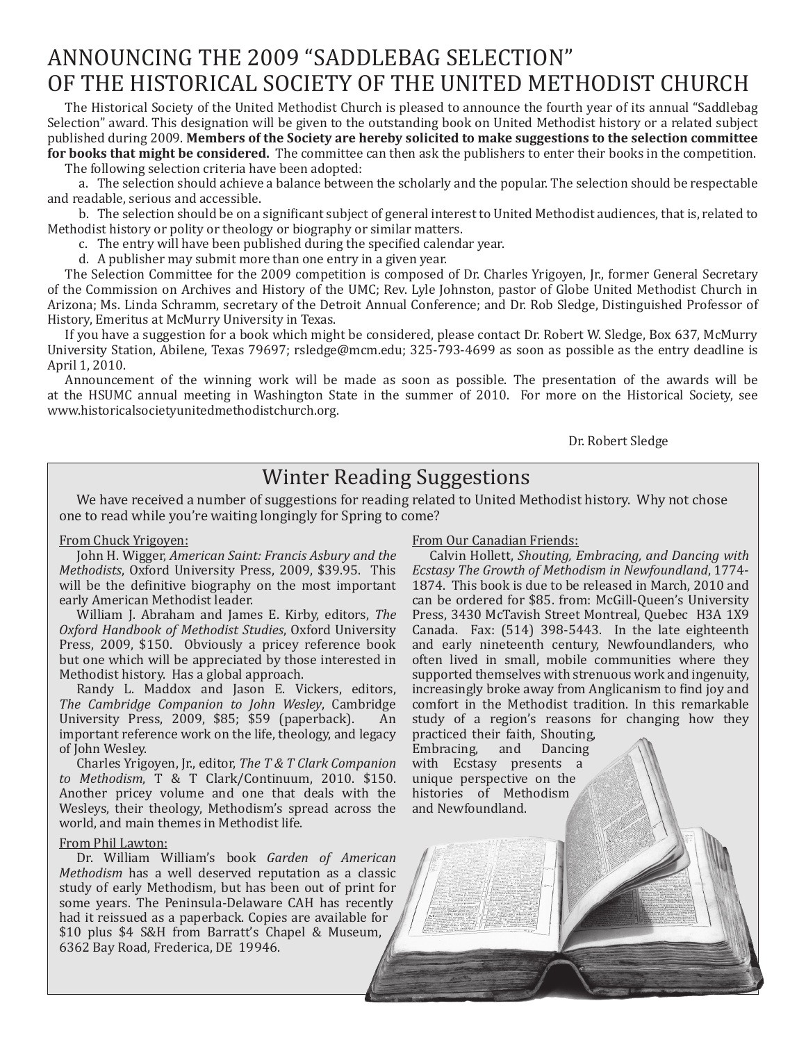# ANNOUNCING THE 2009 "SADDLEBAG SELECTION" OF THE HISTORICAL SOCIETY OF THE UNITED METHODIST CHURCH

The Historical Society of the United Methodist Church is pleased to announce the fourth year of its annual "Saddlebag Selection" award. This designation will be given to the outstanding book on United Methodist history or a related subject published during 2009. **Members of the Society are hereby solicited to make suggestions to the selection committee for books that might be considered.** The committee can then ask the publishers to enter their books in the competition.

The following selection criteria have been adopted:

a. The selection should achieve a balance between the scholarly and the popular. The selection should be respectable and readable, serious and accessible.

b. The selection should be on a significant subject of general interest to United Methodist audiences, that is, related to Methodist history or polity or theology or biography or similar matters.

c. The entry will have been published during the specified calendar year.

d. A publisher may submit more than one entry in a given year.

The Selection Committee for the 2009 competition is composed of Dr. Charles Yrigoyen, Jr., former General Secretary of the Commission on Archives and History of the UMC; Rev. Lyle Johnston, pastor of Globe United Methodist Church in Arizona; Ms. Linda Schramm, secretary of the Detroit Annual Conference; and Dr. Rob Sledge, Distinguished Professor of History, Emeritus at McMurry University in Texas.

If you have a suggestion for a book which might be considered, please contact Dr. Robert W. Sledge, Box 637, McMurry University Station, Abilene, Texas 79697; rsledge@mcm.edu; 325-793-4699 as soon as possible as the entry deadline is April 1, 2010.

Announcement of the winning work will be made as soon as possible. The presentation of the awards will be at the HSUMC annual meeting in Washington State in the summer of 2010. For more on the Historical Society, see www.historicalsocietyunitedmethodistchurch.org.

Dr. Robert Sledge

## Winter Reading Suggestions

We have received a number of suggestions for reading related to United Methodist history. Why not chose one to read while you're waiting longingly for Spring to come?

From Chuck Yrigoyen:

John H. Wigger, *American Saint: Francis Asbury and the Methodists*, Oxford University Press, 2009, $39.95. This will be the definitive biography on the most important early American Methodist leader.

William J. Abraham and James E. Kirby, editors, *The Oxford Handbook of Methodist Studies*, Oxford University Press, 2009, $150. Obviously a pricey reference book but one which will be appreciated by those interested in Methodist history. Has a global approach.

Randy L. Maddox and Jason E. Vickers, editors, *The Cambridge Companion to John Wesley*, Cambridge University Press, 2009, $85; $59 (paperback). An important reference work on the life, theology, and legacy of John Wesley.

Charles Yrigoyen, Jr., editor, *The T & T Clark Companion to Methodism*, T & T Clark/Continuum, 2010. $150. Another pricey volume and one that deals with the Wesleys, their theology, Methodism's spread across the world, and main themes in Methodist life.

From Phil Lawton:

Dr. William William's book *Garden of American Methodism* has a well deserved reputation as a classic study of early Methodism, but has been out of print for some years. The Peninsula-Delaware CAH has recently had it reissued as a paperback. Copies are available for $10 plus $4 S&H from Barratt's Chapel & Museum, 6362 Bay Road, Frederica, DE 19946.

From Our Canadian Friends:

Calvin Hollett, *Shouting, Embracing, and Dancing with Ecstasy The Growth of Methodism in Newfoundland*, 1774-1874. This book is due to be released in March, 2010 and can be ordered for $85. from: McGill-Queen's University Press, 3430 McTavish Street Montreal, Quebec H3A 1X9 Canada. Fax: (514) 398-5443. In the late eighteenth and early nineteenth century, Newfoundlanders, who often lived in small, mobile communities where they supported themselves with strenuous work and ingenuity, increasingly broke away from Anglicanism to find joy and comfort in the Methodist tradition. In this remarkable study of a region's reasons for changing how they practiced their faith, Shouting, Embracing, and Dancing with Ecstasy presents a unique perspective on the histories of Methodism and Newfoundland.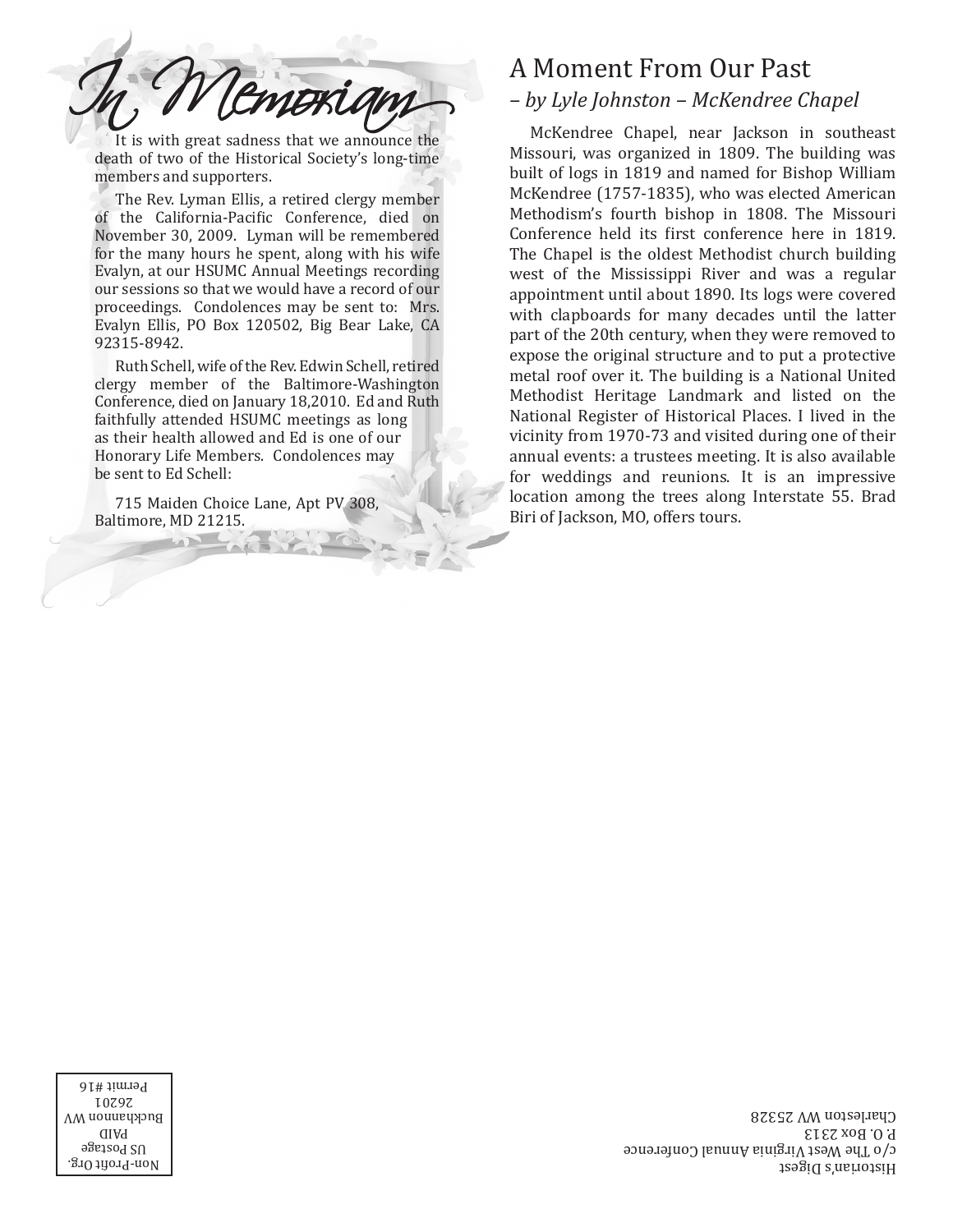# In Memoriam

It is with great sadness that we announce the death of two of the Historical Society's long-time members and supporters.

The Rev. Lyman Ellis, a retired clergy member of the California-Pacific Conference, died on November 30, 2009. Lyman will be remembered for the many hours he spent, along with his wife Evalyn, at our HSUMC Annual Meetings recording our sessions so that we would have a record of our proceedings. Condolences may be sent to: Mrs. Evalyn Ellis, PO Box 120502, Big Bear Lake, CA 92315-8942.

Ruth Schell, wife of the Rev. Edwin Schell, retired clergy member of the Baltimore-Washington Conference, died on January 18,2010. Ed and Ruth faithfully attended HSUMC meetings as long as their health allowed and Ed is one of our Honorary Life Members. Condolences may be sent to Ed Schell:

715 Maiden Choice Lane, Apt PV 308, Baltimore, MD 21215.

# A Moment From Our Past

*– by Lyle Johnston – McKendree Chapel*

McKendree Chapel, near Jackson in southeast Missouri, was organized in 1809. The building was built of logs in 1819 and named for Bishop William McKendree (1757-1835), who was elected American Methodism's fourth bishop in 1808. The Missouri Conference held its first conference here in 1819. The Chapel is the oldest Methodist church building west of the Mississippi River and was a regular appointment until about 1890. Its logs were covered with clapboards for many decades until the latter part of the 20th century, when they were removed to expose the original structure and to put a protective metal roof over it. The building is a National United Methodist Heritage Landmark and listed on the National Register of Historical Places. I lived in the vicinity from 1970-73 and visited during one of their annual events: a trustees meeting. It is also available for weddings and reunions. It is an impressive location among the trees along Interstate 55. Brad Biri of Jackson, MO, offers tours.

Historian's Digest
c/o The West Virginia Annual Conference
P. O. Box 2313
Charleston WV 25328

Non-Profit Org.
US Postage
PAID
Buckhannon WV
26201
Permit #16